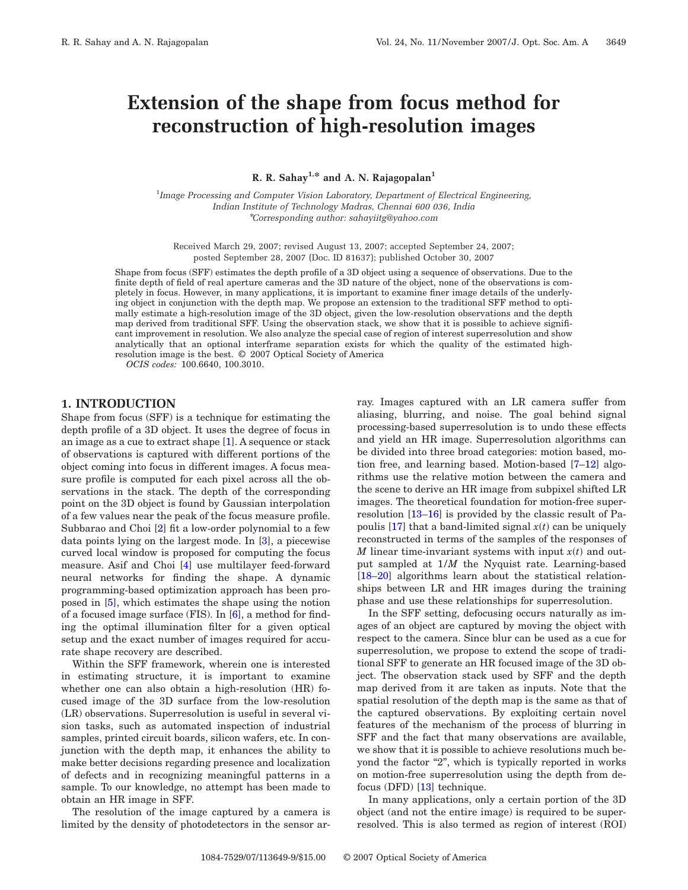# Extension of the shape from focus method for reconstruction of high-resolution images

**R. R. Sahay[1,*] and A. N. Rajagopalan[1]**

[1]*Image Processing and Computer Vision Laboratory, Department of Electrical Engineering, Indian Institute of Technology Madras, Chennai 600 036, India*
[*]*Corresponding author: sahayiitg@yahoo.com*

Received March 29, 2007; revised August 13, 2007; accepted September 24, 2007; posted September 28, 2007 (Doc. ID 81637); published October 30, 2007

Shape from focus (SFF) estimates the depth profile of a 3D object using a sequence of observations. Due to the finite depth of field of real aperture cameras and the 3D nature of the object, none of the observations is completely in focus. However, in many applications, it is important to examine finer image details of the underlying object in conjunction with the depth map. We propose an extension to the traditional SFF method to optimally estimate a high-resolution image of the 3D object, given the low-resolution observations and the depth map derived from traditional SFF. Using the observation stack, we show that it is possible to achieve significant improvement in resolution. We also analyze the special case of region of interest superresolution and show analytically that an optional interframe separation exists for which the quality of the estimated high-resolution image is the best. © 2007 Optical Society of America

*OCIS codes:* 100.6640, 100.3010.

## 1. INTRODUCTION

Shape from focus (SFF) is a technique for estimating the depth profile of a 3D object. It uses the degree of focus in an image as a cue to extract shape [1]. A sequence or stack of observations is captured with different portions of the object coming into focus in different images. A focus measure profile is computed for each pixel across all the observations in the stack. The depth of the corresponding point on the 3D object is found by Gaussian interpolation of a few values near the peak of the focus measure profile. Subbarao and Choi [2] fit a low-order polynomial to a few data points lying on the largest mode. In [3], a piecewise curved local window is proposed for computing the focus measure. Asif and Choi [4] use multilayer feed-forward neural networks for finding the shape. A dynamic programming-based optimization approach has been proposed in [5], which estimates the shape using the notion of a focused image surface (FIS). In [6], a method for finding the optimal illumination filter for a given optical setup and the exact number of images required for accurate shape recovery are described.

Within the SFF framework, wherein one is interested in estimating structure, it is important to examine whether one can also obtain a high-resolution (HR) focused image of the 3D surface from the low-resolution (LR) observations. Superresolution is useful in several vision tasks, such as automated inspection of industrial samples, printed circuit boards, silicon wafers, etc. In conjunction with the depth map, it enhances the ability to make better decisions regarding presence and localization of defects and in recognizing meaningful patterns in a sample. To our knowledge, no attempt has been made to obtain an HR image in SFF.

The resolution of the image captured by a camera is limited by the density of photodetectors in the sensor array. Images captured with an LR camera suffer from aliasing, blurring, and noise. The goal behind signal processing-based superresolution is to undo these effects and yield an HR image. Superresolution algorithms can be divided into three broad categories: motion based, motion free, and learning based. Motion-based [7–12] algorithms use the relative motion between the camera and the scene to derive an HR image from subpixel shifted LR images. The theoretical foundation for motion-free superresolution [13–16] is provided by the classic result of Papoulis [17] that a band-limited signal $x(t)$ can be uniquely reconstructed in terms of the samples of the responses of $M$ linear time-invariant systems with input $x(t)$ and output sampled at $1/M$ the Nyquist rate. Learning-based [18–20] algorithms learn about the statistical relationships between LR and HR images during the training phase and use these relationships for superresolution.

In the SFF setting, defocusing occurs naturally as images of an object are captured by moving the object with respect to the camera. Since blur can be used as a cue for superresolution, we propose to extend the scope of traditional SFF to generate an HR focused image of the 3D object. The observation stack used by SFF and the depth map derived from it are taken as inputs. Note that the spatial resolution of the depth map is the same as that of the captured observations. By exploiting certain novel features of the mechanism of the process of blurring in SFF and the fact that many observations are available, we show that it is possible to achieve resolutions much beyond the factor "2", which is typically reported in works on motion-free superresolution using the depth from defocus (DFD) [13] technique.

In many applications, only a certain portion of the 3D object (and not the entire image) is required to be superresolved. This is also termed as region of interest (ROI)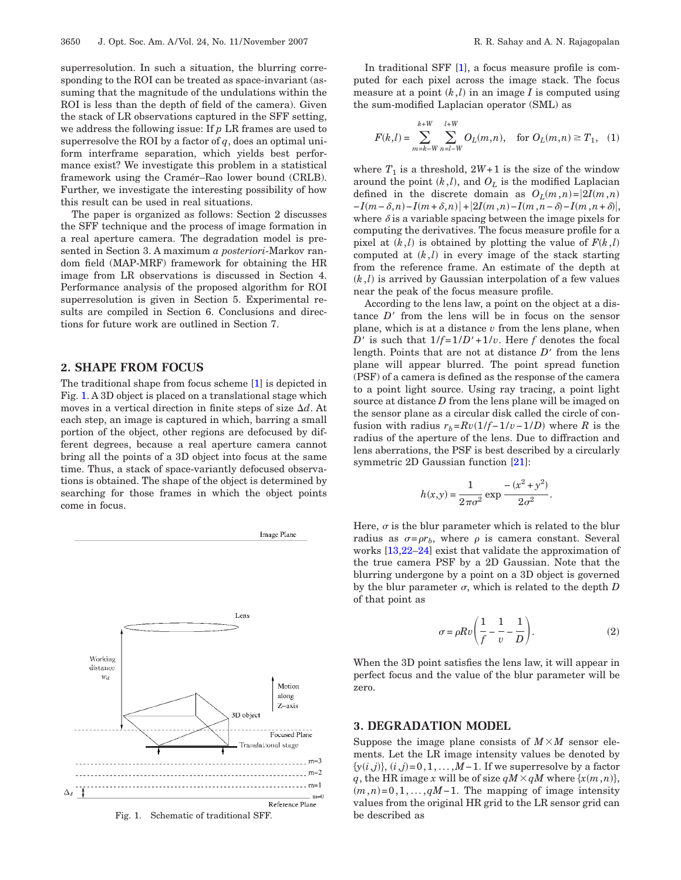superresolution. In such a situation, the blurring corresponding to the ROI can be treated as space-invariant (assuming that the magnitude of the undulations within the ROI is less than the depth of field of the camera). Given the stack of LR observations captured in the SFF setting, we address the following issue: If $p$ LR frames are used to superresolve the ROI by a factor of $q$, does an optimal uniform interframe separation, which yields best performance exist? We investigate this problem in a statistical framework using the Cramér–Rao lower bound (CRLB). Further, we investigate the interesting possibility of how this result can be used in real situations.

The paper is organized as follows: Section 2 discusses the SFF technique and the process of image formation in a real aperture camera. The degradation model is presented in Section 3. A maximum *a posteriori*-Markov random field (MAP-MRF) framework for obtaining the HR image from LR observations is discussed in Section 4. Performance analysis of the proposed algorithm for ROI superresolution is given in Section 5. Experimental results are compiled in Section 6. Conclusions and directions for future work are outlined in Section 7.

## 2. SHAPE FROM FOCUS

The traditional shape from focus scheme [1] is depicted in Fig. 1. A 3D object is placed on a translational stage which moves in a vertical direction in finite steps of size $\Delta d$. At each step, an image is captured in which, barring a small portion of the object, other regions are defocused by different degrees, because a real aperture camera cannot bring all the points of a 3D object into focus at the same time. Thus, a stack of space-variantly defocused observations is obtained. The shape of the object is determined by searching for those frames in which the object points come in focus.

Fig. 1. Schematic of traditional SFF.

In traditional SFF [1], a focus measure profile is computed for each pixel across the image stack. The focus measure at a point $(k,l)$ in an image $I$ is computed using the sum-modified Laplacian operator (SML) as

$$F(k,l) = \sum_{m=k-W}^{k+W} \sum_{n=l-W}^{l+W} O_L(m,n), \quad \text{for } O_L(m,n) \geq T_1, \quad (1)$$

where $T_1$ is a threshold, $2W+1$ is the size of the window around the point $(k,l)$, and $O_L$ is the modified Laplacian defined in the discrete domain as $O_L(m,n) = |2I(m,n) - I(m-\delta,n) - I(m+\delta,n)| + |2I(m,n) - I(m,n-\delta) - I(m,n+\delta)|$, where $\delta$ is a variable spacing between the image pixels for computing the derivatives. The focus measure profile for a pixel at $(k,l)$ is obtained by plotting the value of $F(k,l)$ computed at $(k,l)$ in every image of the stack starting from the reference frame. An estimate of the depth at $(k,l)$ is arrived by Gaussian interpolation of a few values near the peak of the focus measure profile.

According to the lens law, a point on the object at a distance $D'$ from the lens will be in focus on the sensor plane, which is at a distance $v$ from the lens plane, when $D'$ is such that $1/f = 1/D' + 1/v$. Here $f$ denotes the focal length. Points that are not at distance $D'$ from the lens plane will appear blurred. The point spread function (PSF) of a camera is defined as the response of the camera to a point light source. Using ray tracing, a point light source at distance $D$ from the lens plane will be imaged on the sensor plane as a circular disk called the circle of confusion with radius $r_b = Rv(1/f - 1/v - 1/D)$ where $R$ is the radius of the aperture of the lens. Due to diffraction and lens aberrations, the PSF is best described by a circularly symmetric 2D Gaussian function [21]:

$$h(x,y) = \frac{1}{2\pi\sigma^2} \exp \frac{-(x^2+y^2)}{2\sigma^2}.$$

Here, $\sigma$ is the blur parameter which is related to the blur radius as $\sigma = \rho r_b$, where $\rho$ is camera constant. Several works [13,22–24] exist that validate the approximation of the true camera PSF by a 2D Gaussian. Note that the blurring undergone by a point on a 3D object is governed by the blur parameter $\sigma$, which is related to the depth $D$ of that point as

$$\sigma = \rho R v \left( \frac{1}{f} - \frac{1}{v} - \frac{1}{D} \right). \quad (2)$$

When the 3D point satisfies the lens law, it will appear in perfect focus and the value of the blur parameter will be zero.

## 3. DEGRADATION MODEL

Suppose the image plane consists of $M \times M$ sensor elements. Let the LR image intensity values be denoted by $\{y(i,j)\}$, $(i,j) = 0, 1, \ldots, M-1$. If we superresolve by a factor $q$, the HR image $x$ will be of size $qM \times qM$ where $\{x(m,n)\}$, $(m,n) = 0, 1, \ldots, qM-1$. The mapping of image intensity values from the original HR grid to the LR sensor grid can be described as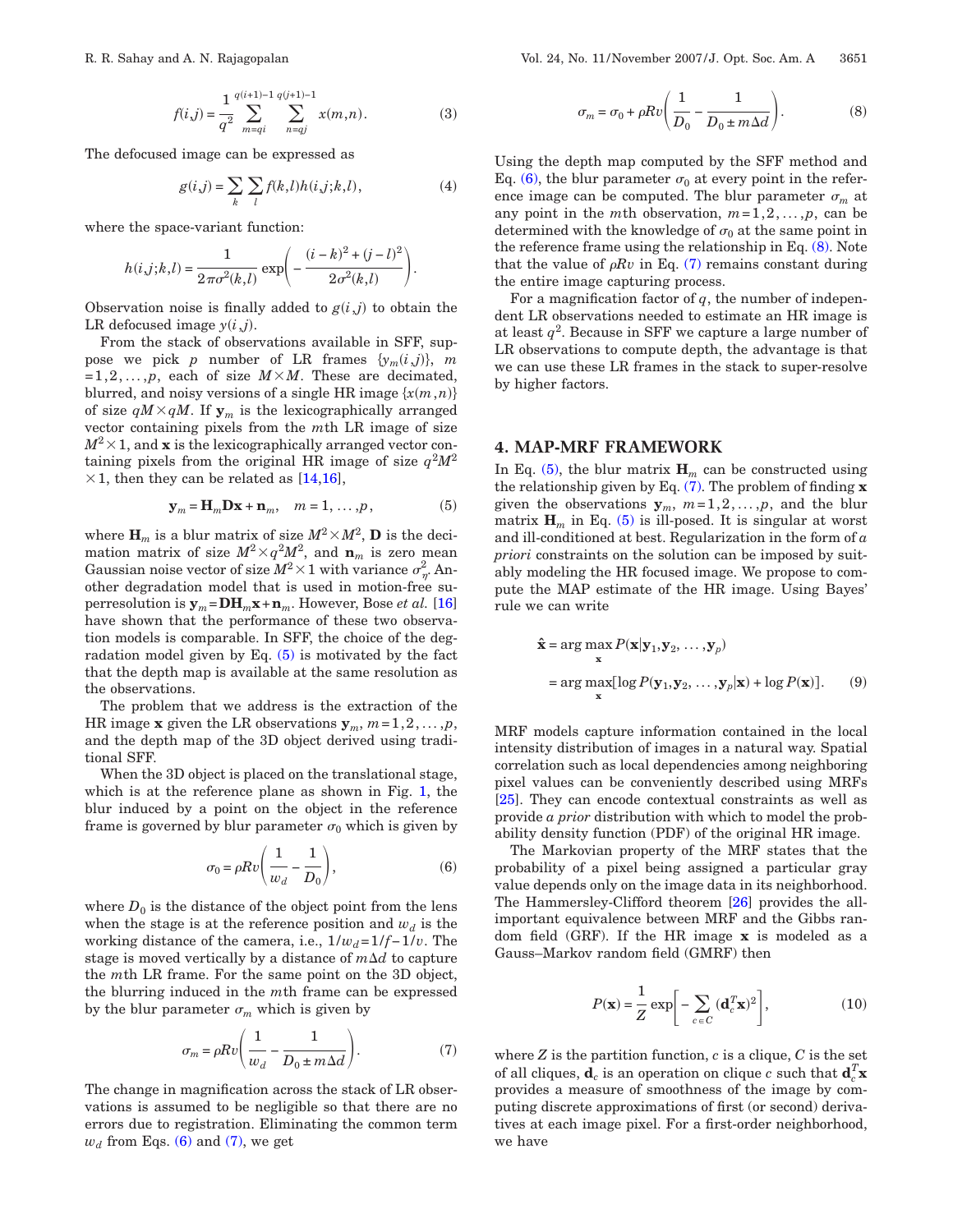$$f(i,j) = \frac{1}{q^2} \sum_{m=qi}^{q(i+1)-1} \sum_{n=qj}^{q(j+1)-1} x(m,n). \tag{3}$$

The defocused image can be expressed as

$$g(i,j) = \sum_k \sum_l f(k,l) h(i,j;k,l), \tag{4}$$

where the space-variant function:

$$h(i,j;k,l) = \frac{1}{2\pi\sigma^2(k,l)} \exp\left(-\frac{(i-k)^2 + (j-l)^2}{2\sigma^2(k,l)}\right).$$

Observation noise is finally added to $g(i,j)$ to obtain the LR defocused image $y(i,j)$.

From the stack of observations available in SFF, suppose we pick $p$ number of LR frames $\{y_m(i,j)\}$, $m = 1,2,\ldots,p$, each of size $M \times M$. These are decimated, blurred, and noisy versions of a single HR image $\{x(m,n)\}$ of size $qM \times qM$. If $\mathbf{y}_m$ is the lexicographically arranged vector containing pixels from the $m$th LR image of size $M^2 \times 1$, and $\mathbf{x}$ is the lexicographically arranged vector containing pixels from the original HR image of size $q^2M^2 \times 1$, then they can be related as [14,16],

$$\mathbf{y}_m = \mathbf{H}_m \mathbf{D} \mathbf{x} + \mathbf{n}_m, \quad m = 1,\ldots,p, \tag{5}$$

where $\mathbf{H}_m$ is a blur matrix of size $M^2 \times M^2$, $\mathbf{D}$ is the decimation matrix of size $M^2 \times q^2M^2$, and $\mathbf{n}_m$ is zero mean Gaussian noise vector of size $M^2 \times 1$ with variance $\sigma_\eta^2$. Another degradation model that is used in motion-free superresolution is $\mathbf{y}_m = \mathbf{D}\mathbf{H}_m \mathbf{x} + \mathbf{n}_m$. However, Bose *et al.* [16] have shown that the performance of these two observation models is comparable. In SFF, the choice of the degradation model given by Eq. (5) is motivated by the fact that the depth map is available at the same resolution as the observations.

The problem that we address is the extraction of the HR image $\mathbf{x}$ given the LR observations $\mathbf{y}_m$, $m = 1,2,\ldots,p$, and the depth map of the 3D object derived using traditional SFF.

When the 3D object is placed on the translational stage, which is at the reference plane as shown in Fig. 1, the blur induced by a point on the object in the reference frame is governed by blur parameter $\sigma_0$ which is given by

$$\sigma_0 = \rho R v \left(\frac{1}{w_d} - \frac{1}{D_0}\right), \tag{6}$$

where $D_0$ is the distance of the object point from the lens when the stage is at the reference position and $w_d$ is the working distance of the camera, i.e., $1/w_d = 1/f - 1/v$. The stage is moved vertically by a distance of $m\Delta d$ to capture the $m$th LR frame. For the same point on the 3D object, the blurring induced in the $m$th frame can be expressed by the blur parameter $\sigma_m$ which is given by

$$\sigma_m = \rho R v \left(\frac{1}{w_d} - \frac{1}{D_0 \pm m\Delta d}\right). \tag{7}$$

The change in magnification across the stack of LR observations is assumed to be negligible so that there are no errors due to registration. Eliminating the common term $w_d$ from Eqs. (6) and (7), we get

$$\sigma_m = \sigma_0 + \rho R v \left(\frac{1}{D_0} - \frac{1}{D_0 \pm m\Delta d}\right). \tag{8}$$

Using the depth map computed by the SFF method and Eq. (6), the blur parameter $\sigma_0$ at every point in the reference image can be computed. The blur parameter $\sigma_m$ at any point in the $m$th observation, $m = 1,2,\ldots,p$, can be determined with the knowledge of $\sigma_0$ at the same point in the reference frame using the relationship in Eq. (8). Note that the value of $\rho R v$ in Eq. (7) remains constant during the entire image capturing process.

For a magnification factor of $q$, the number of independent LR observations needed to estimate an HR image is at least $q^2$. Because in SFF we capture a large number of LR observations to compute depth, the advantage is that we can use these LR frames in the stack to super-resolve by higher factors.

## 4. MAP-MRF FRAMEWORK

In Eq. (5), the blur matrix $\mathbf{H}_m$ can be constructed using the relationship given by Eq. (7). The problem of finding $\mathbf{x}$ given the observations $\mathbf{y}_m$, $m = 1,2,\ldots,p$, and the blur matrix $\mathbf{H}_m$ in Eq. (5) is ill-posed. It is singular at worst and ill-conditioned at best. Regularization in the form of *a priori* constraints on the solution can be imposed by suitably modeling the HR focused image. We propose to compute the MAP estimate of the HR image. Using Bayes' rule we can write

$$\begin{aligned}\hat{\mathbf{x}} &= \arg\max_{\mathbf{x}} P(\mathbf{x}|\mathbf{y}_1, \mathbf{y}_2, \ldots, \mathbf{y}_p) \\ &= \arg\max_{\mathbf{x}} [\log P(\mathbf{y}_1, \mathbf{y}_2, \ldots, \mathbf{y}_p|\mathbf{x}) + \log P(\mathbf{x})].\end{aligned} \tag{9}$$

MRF models capture information contained in the local intensity distribution of images in a natural way. Spatial correlation such as local dependencies among neighboring pixel values can be conveniently described using MRFs [25]. They can encode contextual constraints as well as provide *a prior* distribution with which to model the probability density function (PDF) of the original HR image.

The Markovian property of the MRF states that the probability of a pixel being assigned a particular gray value depends only on the image data in its neighborhood. The Hammersley-Clifford theorem [26] provides the all-important equivalence between MRF and the Gibbs random field (GRF). If the HR image $\mathbf{x}$ is modeled as a Gauss–Markov random field (GMRF) then

$$P(\mathbf{x}) = \frac{1}{Z} \exp\left[-\sum_{c \in C} (\mathbf{d}_c^T \mathbf{x})^2\right], \tag{10}$$

where $Z$ is the partition function, $c$ is a clique, $C$ is the set of all cliques, $\mathbf{d}_c$ is an operation on clique $c$ such that $\mathbf{d}_c^T \mathbf{x}$ provides a measure of smoothness of the image by computing discrete approximations of first (or second) derivatives at each image pixel. For a first-order neighborhood, we have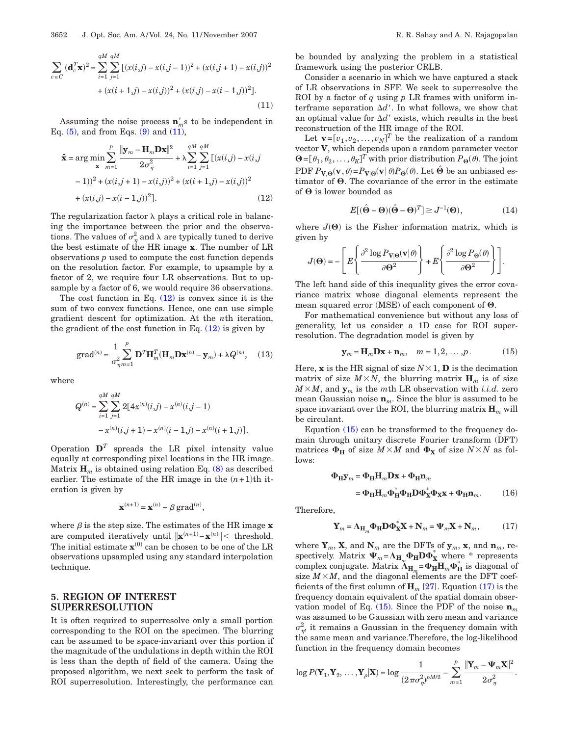$$\sum_{c\in C}(\mathbf{d}_c^T\mathbf{x})^2=\sum_{i=1}^{qM}\sum_{j=1}^{qM}[(x(i,j)-x(i,j-1))^2+(x(i,j+1)-x(i,j))^2+(x(i+1,j)-x(i,j))^2+(x(i,j)-x(i-1,j))^2]. \tag{11}$$

Assuming the noise process $\mathbf{n}_m's$ to be independent in Eq. (5), and from Eqs. (9) and (11),

$$\hat{\mathbf{x}}=\arg\min_{\mathbf{x}}\sum_{m=1}^{p}\frac{\|\mathbf{y}_m-\mathbf{H}_m\mathbf{D}\mathbf{x}\|^2}{2\sigma_\eta^2}+\lambda\sum_{i=1}^{qM}\sum_{j=1}^{qM}[(x(i,j)-x(i,j-1))^2+(x(i,j+1)-x(i,j))^2+(x(i+1,j)-x(i,j))^2+(x(i,j)-x(i-1,j))^2]. \tag{12}$$

The regularization factor $\lambda$ plays a critical role in balancing the importance between the prior and the observations. The values of $\sigma_\eta^2$ and $\lambda$ are typically tuned to derive the best estimate of the HR image $\mathbf{x}$. The number of LR observations $p$ used to compute the cost function depends on the resolution factor. For example, to upsample by a factor of 2, we require four LR observations. But to upsample by a factor of 6, we would require 36 observations.

The cost function in Eq. (12) is convex since it is the sum of two convex functions. Hence, one can use simple gradient descent for optimization. At the $n$th iteration, the gradient of the cost function in Eq. (12) is given by

$$\text{grad}^{(n)}=\frac{1}{\sigma_\eta^2}\sum_{m=1}^{p}\mathbf{D}^T\mathbf{H}_m^T(\mathbf{H}_m\mathbf{D}\mathbf{x}^{(n)}-\mathbf{y}_m)+\lambda Q^{(n)}, \tag{13}$$

where

$$Q^{(n)}=\sum_{i=1}^{qM}\sum_{j=1}^{qM}2[4x^{(n)}(i,j)-x^{(n)}(i,j-1)-x^{(n)}(i,j+1)-x^{(n)}(i-1,j)-x^{(n)}(i+1,j)].$$

Operation $\mathbf{D}^T$ spreads the LR pixel intensity value equally at corresponding pixel locations in the HR image. Matrix $\mathbf{H}_m$ is obtained using relation Eq. (8) as described earlier. The estimate of the HR image in the $(n+1)$th iteration is given by

$$\mathbf{x}^{(n+1)}=\mathbf{x}^{(n)}-\beta\,\text{grad}^{(n)},$$

where $\beta$ is the step size. The estimates of the HR image $\mathbf{x}$ are computed iteratively until $\|\mathbf{x}^{(n+1)}-\mathbf{x}^{(n)}\|<$ threshold. The initial estimate $\mathbf{x}^{(0)}$ can be chosen to be one of the LR observations upsampled using any standard interpolation technique.

## 5. REGION OF INTEREST SUPERRESOLUTION

It is often required to superresolve only a small portion corresponding to the ROI on the specimen. The blurring can be assumed to be space-invariant over this portion if the magnitude of the undulations in depth within the ROI is less than the depth of field of the camera. Using the proposed algorithm, we next seek to perform the task of ROI superresolution. Interestingly, the performance can be bounded by analyzing the problem in a statistical framework using the posterior CRLB.

Consider a scenario in which we have captured a stack of LR observations in SFF. We seek to superresolve the ROI by a factor of $q$ using $p$ LR frames with uniform interframe separation $\Delta d'$. In what follows, we show that an optimal value for $\Delta d'$ exists, which results in the best reconstruction of the HR image of the ROI.

Let $\mathbf{v}=[v_1,v_2,\ldots,v_N]^T$ be the realization of a random vector $\mathbf{V}$, which depends upon a random parameter vector $\mathbf{\Theta}=[\theta_1,\theta_2,\ldots,\theta_K]^T$ with prior distribution $P_{\mathbf{\Theta}}(\theta)$. The joint PDF $P_{\mathbf{V},\mathbf{\Theta}}(\mathbf{v},\theta)=P_{\mathbf{V}|\mathbf{\Theta}}(\mathbf{v}|\theta)P_{\mathbf{\Theta}}(\theta)$. Let $\hat{\mathbf{\Theta}}$ be an unbiased estimator of $\mathbf{\Theta}$. The covariance of the error in the estimate of $\mathbf{\Theta}$ is lower bounded as

$$E[(\hat{\mathbf{\Theta}}-\mathbf{\Theta})(\hat{\mathbf{\Theta}}-\mathbf{\Theta})^T]\geq J^{-1}(\mathbf{\Theta}), \tag{14}$$

where $J(\mathbf{\Theta})$ is the Fisher information matrix, which is given by

$$J(\mathbf{\Theta})=-\left[E\left\{\frac{\partial^2\log P_{\mathbf{V}|\mathbf{\Theta}}(\mathbf{v}|\theta)}{\partial\mathbf{\Theta}^2}\right\}+E\left\{\frac{\partial^2\log P_{\mathbf{\Theta}}(\theta)}{\partial\mathbf{\Theta}^2}\right\}\right].$$

The left hand side of this inequality gives the error covariance matrix whose diagonal elements represent the mean squared error (MSE) of each component of $\mathbf{\Theta}$.

For mathematical convenience but without any loss of generality, let us consider a 1D case for ROI superresolution. The degradation model is given by

$$\mathbf{y}_m=\mathbf{H}_m\mathbf{D}\mathbf{x}+\mathbf{n}_m,\quad m=1,2,\ldots,p. \tag{15}$$

Here, $\mathbf{x}$ is the HR signal of size $N\times 1$, $\mathbf{D}$ is the decimation matrix of size $M\times N$, the blurring matrix $\mathbf{H}_m$ is of size $M\times M$, and $\mathbf{y}_m$ is the $m$th LR observation with *i.i.d.* zero mean Gaussian noise $\mathbf{n}_m$. Since the blur is assumed to be space invariant over the ROI, the blurring matrix $\mathbf{H}_m$ will be circulant.

Equation (15) can be transformed to the frequency domain through unitary discrete Fourier transform (DFT) matrices $\mathbf{\Phi_H}$ of size $M\times M$ and $\mathbf{\Phi_X}$ of size $N\times N$ as follows:

$$\begin{aligned}\mathbf{\Phi_H}\mathbf{y}_m&=\mathbf{\Phi_H}\mathbf{H}_m\mathbf{D}\mathbf{x}+\mathbf{\Phi_H}\mathbf{n}_m\\&=\mathbf{\Phi_H}\mathbf{H}_m\mathbf{\Phi_H^*}\mathbf{\Phi_H}\mathbf{D}\mathbf{\Phi_X^*}\mathbf{\Phi_X}\mathbf{x}+\mathbf{\Phi_H}\mathbf{n}_m.\end{aligned} \tag{16}$$

Therefore,

$$\mathbf{Y}_m=\mathbf{\Lambda}_{\mathbf{H}_m}\mathbf{\Phi_H}\mathbf{D}\mathbf{\Phi_X^*}\mathbf{X}+\mathbf{N}_m=\mathbf{\Psi}_m\mathbf{X}+\mathbf{N}_m, \tag{17}$$

where $\mathbf{Y}_m$, $\mathbf{X}$, and $\mathbf{N}_m$ are the DFTs of $\mathbf{y}_m$, $\mathbf{x}$, and $\mathbf{n}_m$, respectively. Matrix $\mathbf{\Psi}_m=\mathbf{\Lambda}_{\mathbf{H}_m}\mathbf{\Phi_H}\mathbf{D}\mathbf{\Phi_X^*}$ where * represents complex conjugate. Matrix $\mathbf{\Lambda}_{\mathbf{H}_m}=\mathbf{\Phi_H}\mathbf{H}_m\mathbf{\Phi_H^*}$ is diagonal of size $M\times M$, and the diagonal elements are the DFT coefficients of the first column of $\mathbf{H}_m$ [27]. Equation (17) is the frequency domain equivalent of the spatial domain observation model of Eq. (15). Since the PDF of the noise $\mathbf{n}_m$ was assumed to be Gaussian with zero mean and variance $\sigma_\eta^2$, it remains a Gaussian in the frequency domain with the same mean and variance.Therefore, the log-likelihood function in the frequency domain becomes

$$\log P(\mathbf{Y}_1,\mathbf{Y}_2,\ldots,\mathbf{Y}_p|\mathbf{X})=\log\frac{1}{(2\pi\sigma_\eta^2)^{pM/2}}-\sum_{m=1}^{p}\frac{\|\mathbf{Y}_m-\mathbf{\Psi}_m\mathbf{X}\|^2}{2\sigma_\eta^2}.$$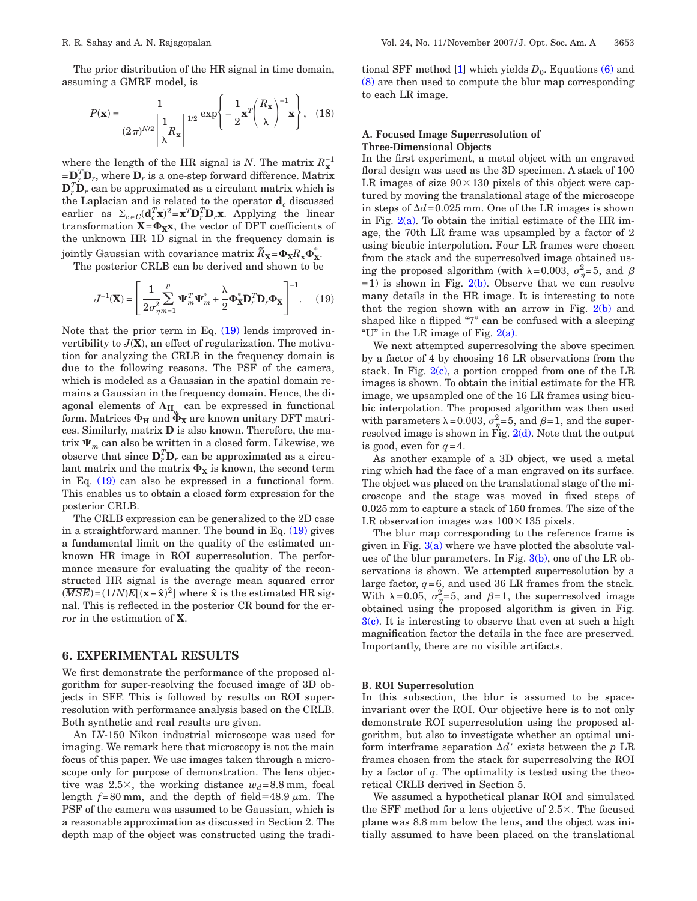The prior distribution of the HR signal in time domain, assuming a GMRF model, is

$$P(\mathbf{x}) = \frac{1}{(2\pi)^{N/2}\left|\frac{1}{\lambda}R_{\mathbf{x}}\right|^{1/2}} \exp\left\{-\frac{1}{2}\mathbf{x}^T\left(\frac{R_{\mathbf{x}}}{\lambda}\right)^{-1}\mathbf{x}\right\}, \quad (18)$$

where the length of the HR signal is $N$. The matrix $R_{\mathbf{x}}^{-1} = \mathbf{D}_r^T\mathbf{D}_r$, where $\mathbf{D}_r$ is a one-step forward difference. Matrix $\mathbf{D}_r^T\mathbf{D}_r$ can be approximated as a circulant matrix which is the Laplacian and is related to the operator $\mathbf{d}_c$ discussed earlier as $\Sigma_{c\in C}(\mathbf{d}_c^T\mathbf{x})^2 = \mathbf{x}^T\mathbf{D}_r^T\mathbf{D}_r\mathbf{x}$. Applying the linear transformation $\mathbf{X} = \mathbf{\Phi_X}\mathbf{x}$, the vector of DFT coefficients of the unknown HR 1D signal in the frequency domain is jointly Gaussian with covariance matrix $\tilde{R}_{\mathbf{X}} = \mathbf{\Phi_X}R_{\mathbf{x}}\mathbf{\Phi_X^*}$.

The posterior CRLB can be derived and shown to be

$$J^{-1}(\mathbf{X}) = \left[\frac{1}{2\sigma_\eta^2}\sum_{m=1}^{p}\mathbf{\Psi}_m^T\mathbf{\Psi}_m^* + \frac{\lambda}{2}\mathbf{\Phi_X^*}\mathbf{D}_r^T\mathbf{D}_r\mathbf{\Phi_X}\right]^{-1}. \quad (19)$$

Note that the prior term in Eq. (19) lends improved invertibility to $J(\mathbf{X})$, an effect of regularization. The motivation for analyzing the CRLB in the frequency domain is due to the following reasons. The PSF of the camera, which is modeled as a Gaussian in the spatial domain remains a Gaussian in the frequency domain. Hence, the diagonal elements of $\mathbf{\Lambda}_{\mathbf{H}_m}$ can be expressed in functional form. Matrices $\mathbf{\Phi_H}$ and $\mathbf{\Phi_X}$ are known unitary DFT matrices. Similarly, matrix $\mathbf{D}$ is also known. Therefore, the matrix $\mathbf{\Psi}_m$ can also be written in a closed form. Likewise, we observe that since $\mathbf{D}_r^T\mathbf{D}_r$ can be approximated as a circulant matrix and the matrix $\mathbf{\Phi_X}$ is known, the second term in Eq. (19) can also be expressed in a functional form. This enables us to obtain a closed form expression for the posterior CRLB.

The CRLB expression can be generalized to the 2D case in a straightforward manner. The bound in Eq. (19) gives a fundamental limit on the quality of the estimated unknown HR image in ROI superresolution. The performance measure for evaluating the quality of the reconstructed HR signal is the average mean squared error $(\overline{MSE}) = (1/N)E[(\mathbf{x}-\hat{\mathbf{x}})^2]$ where $\hat{\mathbf{x}}$ is the estimated HR signal. This is reflected in the posterior CR bound for the error in the estimation of $\mathbf{X}$.

## 6. EXPERIMENTAL RESULTS

We first demonstrate the performance of the proposed algorithm for super-resolving the focused image of 3D objects in SFF. This is followed by results on ROI superresolution with performance analysis based on the CRLB. Both synthetic and real results are given.

An LV-150 Nikon industrial microscope was used for imaging. We remark here that microscopy is not the main focus of this paper. We use images taken through a microscope only for purpose of demonstration. The lens objective was 2.5×, the working distance $w_d = 8.8$ mm, focal length $f = 80$ mm, and the depth of field $= 48.9\ \mu$m. The PSF of the camera was assumed to be Gaussian, which is a reasonable approximation as discussed in Section 2. The depth map of the object was constructed using the traditional SFF method [1] which yields $D_0$. Equations (6) and (8) are then used to compute the blur map corresponding to each LR image.

### A. Focused Image Superresolution of Three-Dimensional Objects

In the first experiment, a metal object with an engraved floral design was used as the 3D specimen. A stack of 100 LR images of size $90 \times 130$ pixels of this object were captured by moving the translational stage of the microscope in steps of $\Delta d = 0.025$ mm. One of the LR images is shown in Fig. 2(a). To obtain the initial estimate of the HR image, the 70th LR frame was upsampled by a factor of 2 using bicubic interpolation. Four LR frames were chosen from the stack and the superresolved image obtained using the proposed algorithm (with $\lambda = 0.003$, $\sigma_\eta^2 = 5$, and $\beta = 1$) is shown in Fig. 2(b). Observe that we can resolve many details in the HR image. It is interesting to note that the region shown with an arrow in Fig. 2(b) and shaped like a flipped "7" can be confused with a sleeping "U" in the LR image of Fig. 2(a).

We next attempted superresolving the above specimen by a factor of 4 by choosing 16 LR observations from the stack. In Fig. 2(c), a portion cropped from one of the LR images is shown. To obtain the initial estimate for the HR image, we upsampled one of the 16 LR frames using bicubic interpolation. The proposed algorithm was then used with parameters $\lambda = 0.003$, $\sigma_\eta^2 = 5$, and $\beta = 1$, and the superresolved image is shown in Fig. 2(d). Note that the output is good, even for $q = 4$.

As another example of a 3D object, we used a metal ring which had the face of a man engraved on its surface. The object was placed on the translational stage of the microscope and the stage was moved in fixed steps of 0.025 mm to capture a stack of 150 frames. The size of the LR observation images was $100 \times 135$ pixels.

The blur map corresponding to the reference frame is given in Fig. 3(a) where we have plotted the absolute values of the blur parameters. In Fig. 3(b), one of the LR observations is shown. We attempted superresolution by a large factor, $q = 6$, and used 36 LR frames from the stack. With $\lambda = 0.05$, $\sigma_\eta^2 = 5$, and $\beta = 1$, the superresolved image obtained using the proposed algorithm is given in Fig. 3(c). It is interesting to observe that even at such a high magnification factor the details in the face are preserved. Importantly, there are no visible artifacts.

### B. ROI Superresolution

In this subsection, the blur is assumed to be space-invariant over the ROI. Our objective here is to not only demonstrate ROI superresolution using the proposed algorithm, but also to investigate whether an optimal uniform interframe separation $\Delta d'$ exists between the $p$ LR frames chosen from the stack for superresolving the ROI by a factor of $q$. The optimality is tested using the theoretical CRLB derived in Section 5.

We assumed a hypothetical planar ROI and simulated the SFF method for a lens objective of 2.5×. The focused plane was 8.8 mm below the lens, and the object was initially assumed to have been placed on the translational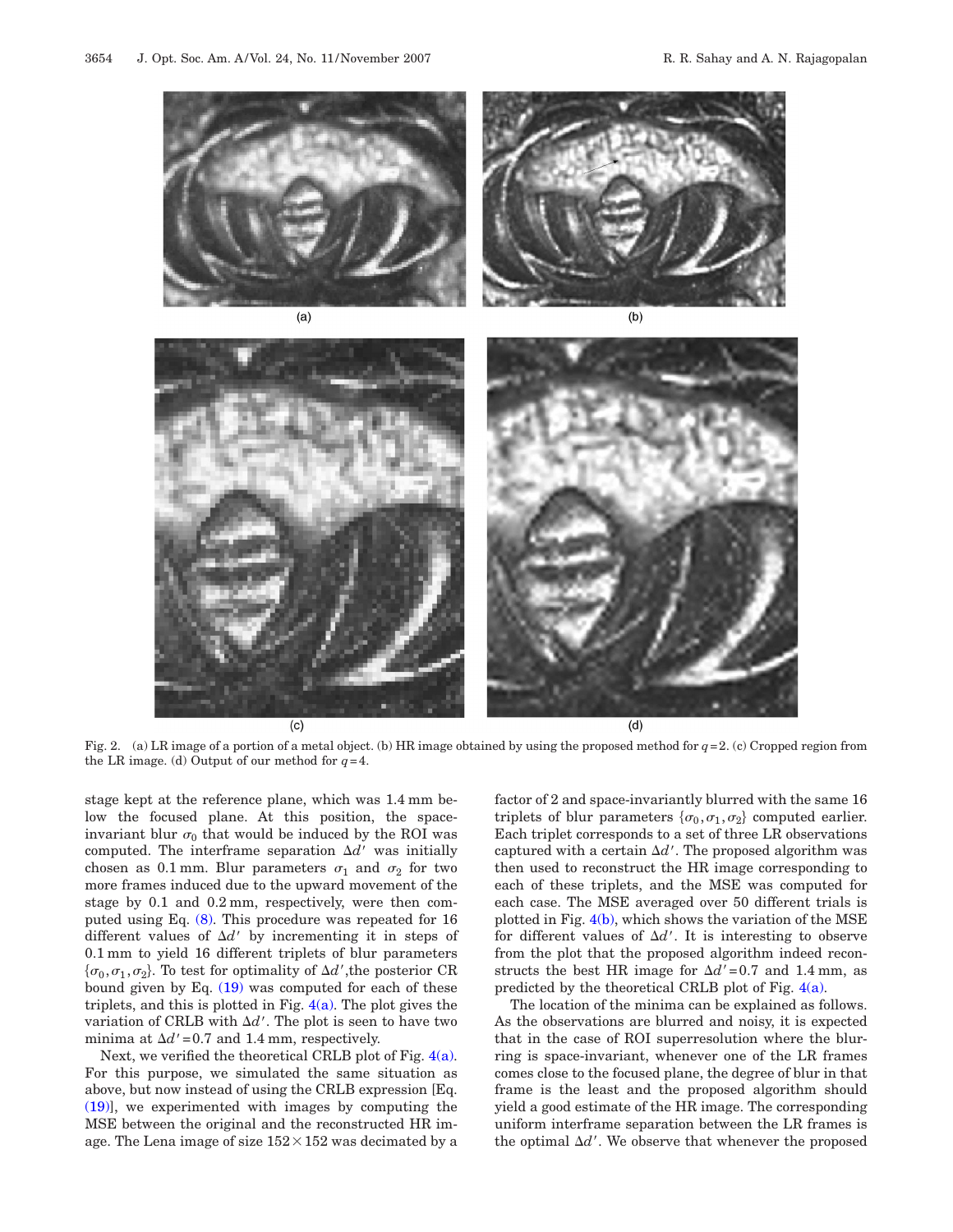(a)

(b)

(c)

(d)

Fig. 2. (a) LR image of a portion of a metal object. (b) HR image obtained by using the proposed method for $q=2$. (c) Cropped region from the LR image. (d) Output of our method for $q=4$.

stage kept at the reference plane, which was 1.4 mm below the focused plane. At this position, the space-invariant blur $\sigma_0$ that would be induced by the ROI was computed. The interframe separation $\Delta d'$ was initially chosen as 0.1 mm. Blur parameters $\sigma_1$ and $\sigma_2$ for two more frames induced due to the upward movement of the stage by 0.1 and 0.2 mm, respectively, were then computed using Eq. (8). This procedure was repeated for 16 different values of $\Delta d'$ by incrementing it in steps of 0.1 mm to yield 16 different triplets of blur parameters $\{\sigma_0, \sigma_1, \sigma_2\}$. To test for optimality of $\Delta d'$, the posterior CR bound given by Eq. (19) was computed for each of these triplets, and this is plotted in Fig. 4(a). The plot gives the variation of CRLB with $\Delta d'$. The plot is seen to have two minima at $\Delta d'=0.7$ and 1.4 mm, respectively.

Next, we verified the theoretical CRLB plot of Fig. 4(a). For this purpose, we simulated the same situation as above, but now instead of using the CRLB expression [Eq. (19)], we experimented with images by computing the MSE between the original and the reconstructed HR image. The Lena image of size $152\times 152$ was decimated by a factor of 2 and space-invariantly blurred with the same 16 triplets of blur parameters $\{\sigma_0, \sigma_1, \sigma_2\}$ computed earlier. Each triplet corresponds to a set of three LR observations captured with a certain $\Delta d'$. The proposed algorithm was then used to reconstruct the HR image corresponding to each of these triplets, and the MSE was computed for each case. The MSE averaged over 50 different trials is plotted in Fig. 4(b), which shows the variation of the MSE for different values of $\Delta d'$. It is interesting to observe from the plot that the proposed algorithm indeed reconstructs the best HR image for $\Delta d'=0.7$ and 1.4 mm, as predicted by the theoretical CRLB plot of Fig. 4(a).

The location of the minima can be explained as follows. As the observations are blurred and noisy, it is expected that in the case of ROI superresolution where the blurring is space-invariant, whenever one of the LR frames comes close to the focused plane, the degree of blur in that frame is the least and the proposed algorithm should yield a good estimate of the HR image. The corresponding uniform interframe separation between the LR frames is the optimal $\Delta d'$. We observe that whenever the proposed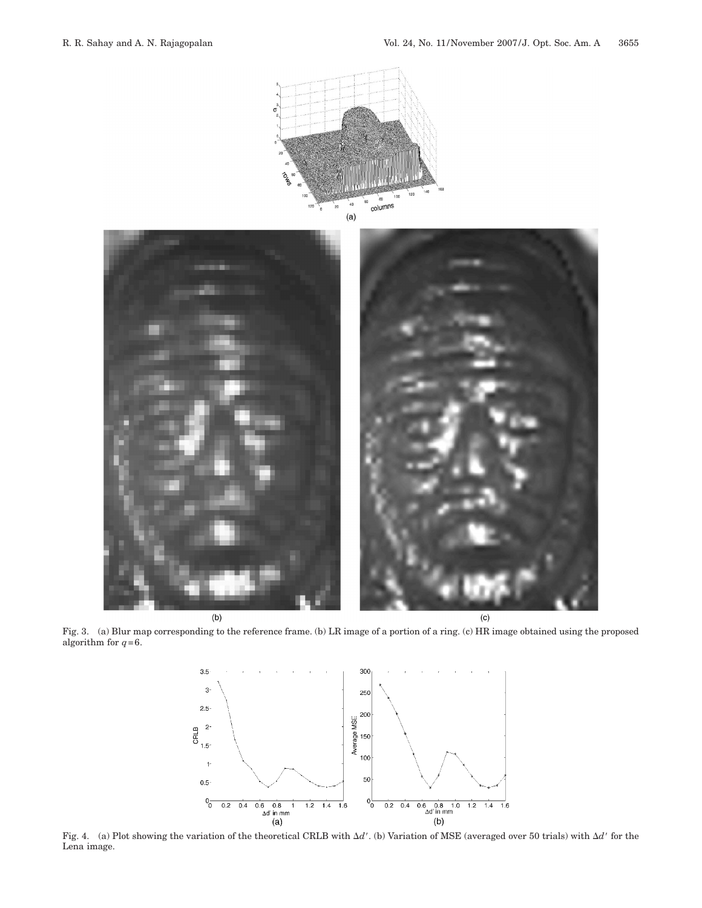Fig. 3. (a) Blur map corresponding to the reference frame. (b) LR image of a portion of a ring. (c) HR image obtained using the proposed algorithm for $q=6$.

Fig. 4. (a) Plot showing the variation of the theoretical CRLB with $\Delta d'$. (b) Variation of MSE (averaged over 50 trials) with $\Delta d'$ for the Lena image.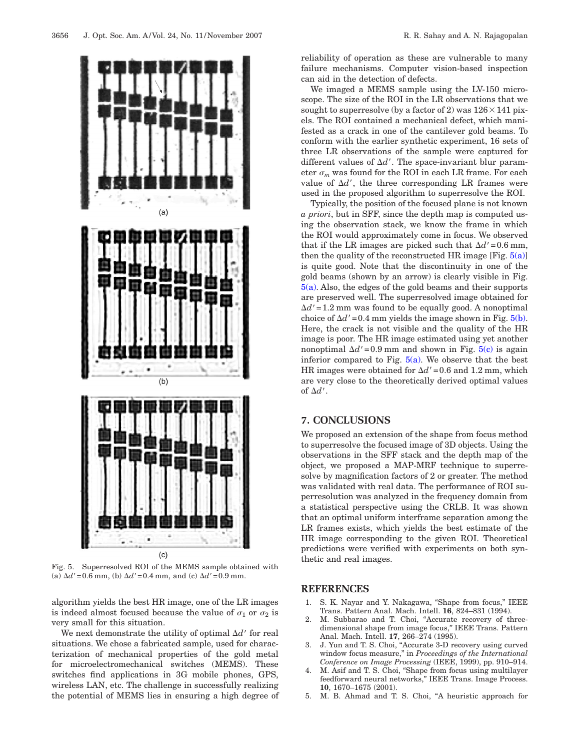Fig. 5. Superresolved ROI of the MEMS sample obtained with (a) $\Delta d' = 0.6$ mm, (b) $\Delta d' = 0.4$ mm, and (c) $\Delta d' = 0.9$ mm.

algorithm yields the best HR image, one of the LR images is indeed almost focused because the value of $\sigma_1$ or $\sigma_2$ is very small for this situation.

We next demonstrate the utility of optimal $\Delta d'$ for real situations. We chose a fabricated sample, used for characterization of mechanical properties of the gold metal for microelectromechanical switches (MEMS). These switches find applications in 3G mobile phones, GPS, wireless LAN, etc. The challenge in successfully realizing the potential of MEMS lies in ensuring a high degree of reliability of operation as these are vulnerable to many failure mechanisms. Computer vision-based inspection can aid in the detection of defects.

We imaged a MEMS sample using the LV-150 microscope. The size of the ROI in the LR observations that we sought to superresolve (by a factor of 2) was $126 \times 141$ pixels. The ROI contained a mechanical defect, which manifested as a crack in one of the cantilever gold beams. To conform with the earlier synthetic experiment, 16 sets of three LR observations of the sample were captured for different values of $\Delta d'$. The space-invariant blur parameter $\sigma_m$ was found for the ROI in each LR frame. For each value of $\Delta d'$, the three corresponding LR frames were used in the proposed algorithm to superresolve the ROI.

Typically, the position of the focused plane is not known *a priori*, but in SFF, since the depth map is computed using the observation stack, we know the frame in which the ROI would approximately come in focus. We observed that if the LR images are picked such that $\Delta d' = 0.6$ mm, then the quality of the reconstructed HR image [Fig. 5(a)] is quite good. Note that the discontinuity in one of the gold beams (shown by an arrow) is clearly visible in Fig. 5(a). Also, the edges of the gold beams and their supports are preserved well. The superresolved image obtained for $\Delta d' = 1.2$ mm was found to be equally good. A nonoptimal choice of $\Delta d' = 0.4$ mm yields the image shown in Fig. 5(b). Here, the crack is not visible and the quality of the HR image is poor. The HR image estimated using yet another nonoptimal $\Delta d' = 0.9$ mm and shown in Fig. 5(c) is again inferior compared to Fig. 5(a). We observe that the best HR images were obtained for $\Delta d' = 0.6$ and 1.2 mm, which are very close to the theoretically derived optimal values of $\Delta d'$.

## 7. CONCLUSIONS

We proposed an extension of the shape from focus method to superresolve the focused image of 3D objects. Using the observations in the SFF stack and the depth map of the object, we proposed a MAP-MRF technique to superresolve by magnification factors of 2 or greater. The method was validated with real data. The performance of ROI superresolution was analyzed in the frequency domain from a statistical perspective using the CRLB. It was shown that an optimal uniform interframe separation among the LR frames exists, which yields the best estimate of the HR image corresponding to the given ROI. Theoretical predictions were verified with experiments on both synthetic and real images.

## REFERENCES

1. S. K. Nayar and Y. Nakagawa, "Shape from focus," IEEE Trans. Pattern Anal. Mach. Intell. **16**, 824–831 (1994).
2. M. Subbarao and T. Choi, "Accurate recovery of three-dimensional shape from image focus," IEEE Trans. Pattern Anal. Mach. Intell. **17**, 266–274 (1995).
3. J. Yun and T. S. Choi, "Accurate 3-D recovery using curved window focus measure," in *Proceedings of the International Conference on Image Processing* (IEEE, 1999), pp. 910–914.
4. M. Asif and T. S. Choi, "Shape from focus using multilayer feedforward neural networks," IEEE Trans. Image Process. **10**, 1670–1675 (2001).
5. M. B. Ahmad and T. S. Choi, "A heuristic approach for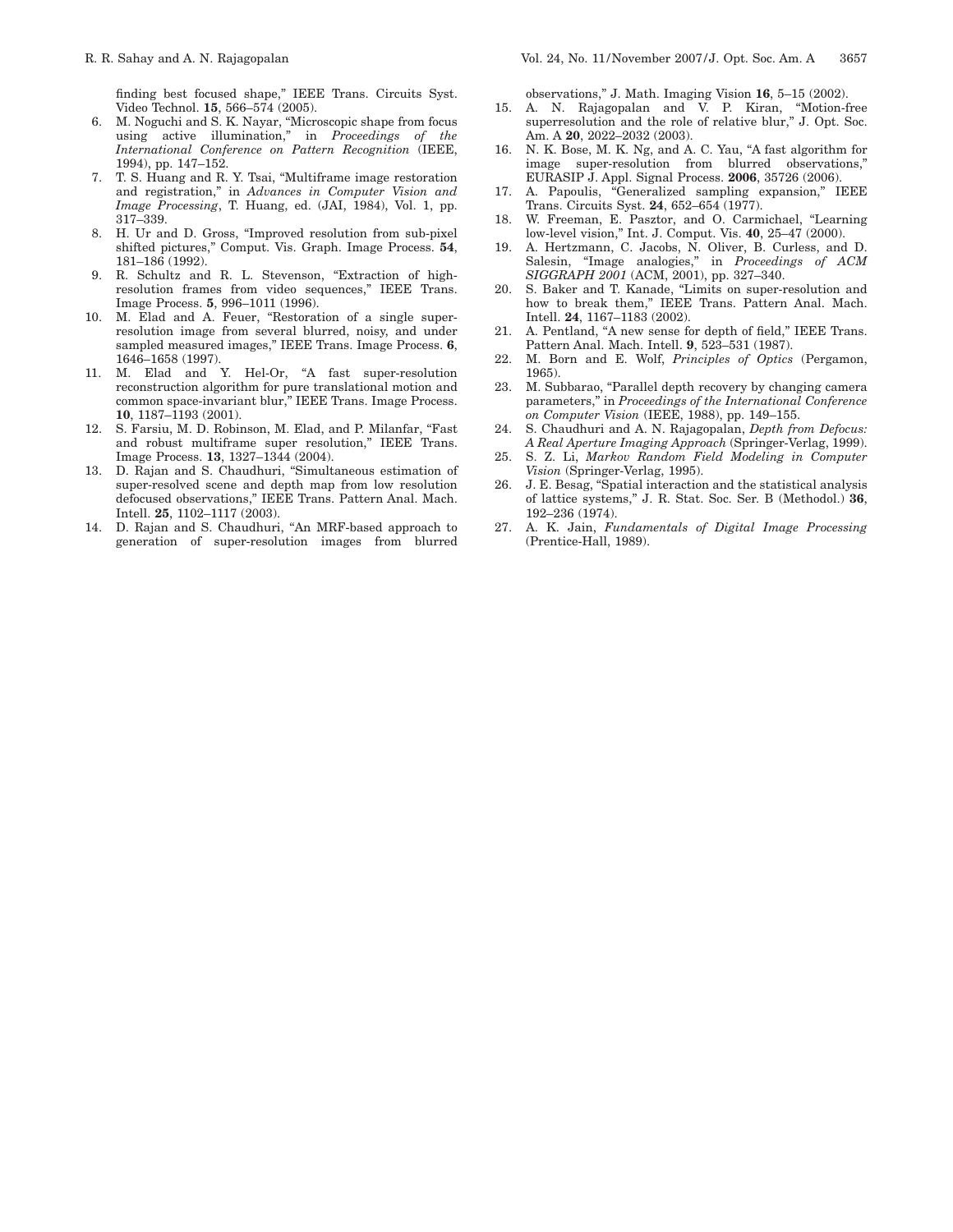finding best focused shape," IEEE Trans. Circuits Syst. Video Technol. **15**, 566–574 (2005).

6. M. Noguchi and S. K. Nayar, "Microscopic shape from focus using active illumination," in *Proceedings of the International Conference on Pattern Recognition* (IEEE, 1994), pp. 147–152.
7. T. S. Huang and R. Y. Tsai, "Multiframe image restoration and registration," in *Advances in Computer Vision and Image Processing*, T. Huang, ed. (JAI, 1984), Vol. 1, pp. 317–339.
8. H. Ur and D. Gross, "Improved resolution from sub-pixel shifted pictures," Comput. Vis. Graph. Image Process. **54**, 181–186 (1992).
9. R. Schultz and R. L. Stevenson, "Extraction of high-resolution frames from video sequences," IEEE Trans. Image Process. **5**, 996–1011 (1996).
10. M. Elad and A. Feuer, "Restoration of a single super-resolution image from several blurred, noisy, and under sampled measured images," IEEE Trans. Image Process. **6**, 1646–1658 (1997).
11. M. Elad and Y. Hel-Or, "A fast super-resolution reconstruction algorithm for pure translational motion and common space-invariant blur," IEEE Trans. Image Process. **10**, 1187–1193 (2001).
12. S. Farsiu, M. D. Robinson, M. Elad, and P. Milanfar, "Fast and robust multiframe super resolution," IEEE Trans. Image Process. **13**, 1327–1344 (2004).
13. D. Rajan and S. Chaudhuri, "Simultaneous estimation of super-resolved scene and depth map from low resolution defocused observations," IEEE Trans. Pattern Anal. Mach. Intell. **25**, 1102–1117 (2003).
14. D. Rajan and S. Chaudhuri, "An MRF-based approach to generation of super-resolution images from blurred observations," J. Math. Imaging Vision **16**, 5–15 (2002).
15. A. N. Rajagopalan and V. P. Kiran, "Motion-free superresolution and the role of relative blur," J. Opt. Soc. Am. A **20**, 2022–2032 (2003).
16. N. K. Bose, M. K. Ng, and A. C. Yau, "A fast algorithm for image super-resolution from blurred observations," EURASIP J. Appl. Signal Process. **2006**, 35726 (2006).
17. A. Papoulis, "Generalized sampling expansion," IEEE Trans. Circuits Syst. **24**, 652–654 (1977).
18. W. Freeman, E. Pasztor, and O. Carmichael, "Learning low-level vision," Int. J. Comput. Vis. **40**, 25–47 (2000).
19. A. Hertzmann, C. Jacobs, N. Oliver, B. Curless, and D. Salesin, "Image analogies," in *Proceedings of ACM SIGGRAPH 2001* (ACM, 2001), pp. 327–340.
20. S. Baker and T. Kanade, "Limits on super-resolution and how to break them," IEEE Trans. Pattern Anal. Mach. Intell. **24**, 1167–1183 (2002).
21. A. Pentland, "A new sense for depth of field," IEEE Trans. Pattern Anal. Mach. Intell. **9**, 523–531 (1987).
22. M. Born and E. Wolf, *Principles of Optics* (Pergamon, 1965).
23. M. Subbarao, "Parallel depth recovery by changing camera parameters," in *Proceedings of the International Conference on Computer Vision* (IEEE, 1988), pp. 149–155.
24. S. Chaudhuri and A. N. Rajagopalan, *Depth from Defocus: A Real Aperture Imaging Approach* (Springer-Verlag, 1999).
25. S. Z. Li, *Markov Random Field Modeling in Computer Vision* (Springer-Verlag, 1995).
26. J. E. Besag, "Spatial interaction and the statistical analysis of lattice systems," J. R. Stat. Soc. Ser. B (Methodol.) **36**, 192–236 (1974).
27. A. K. Jain, *Fundamentals of Digital Image Processing* (Prentice-Hall, 1989).